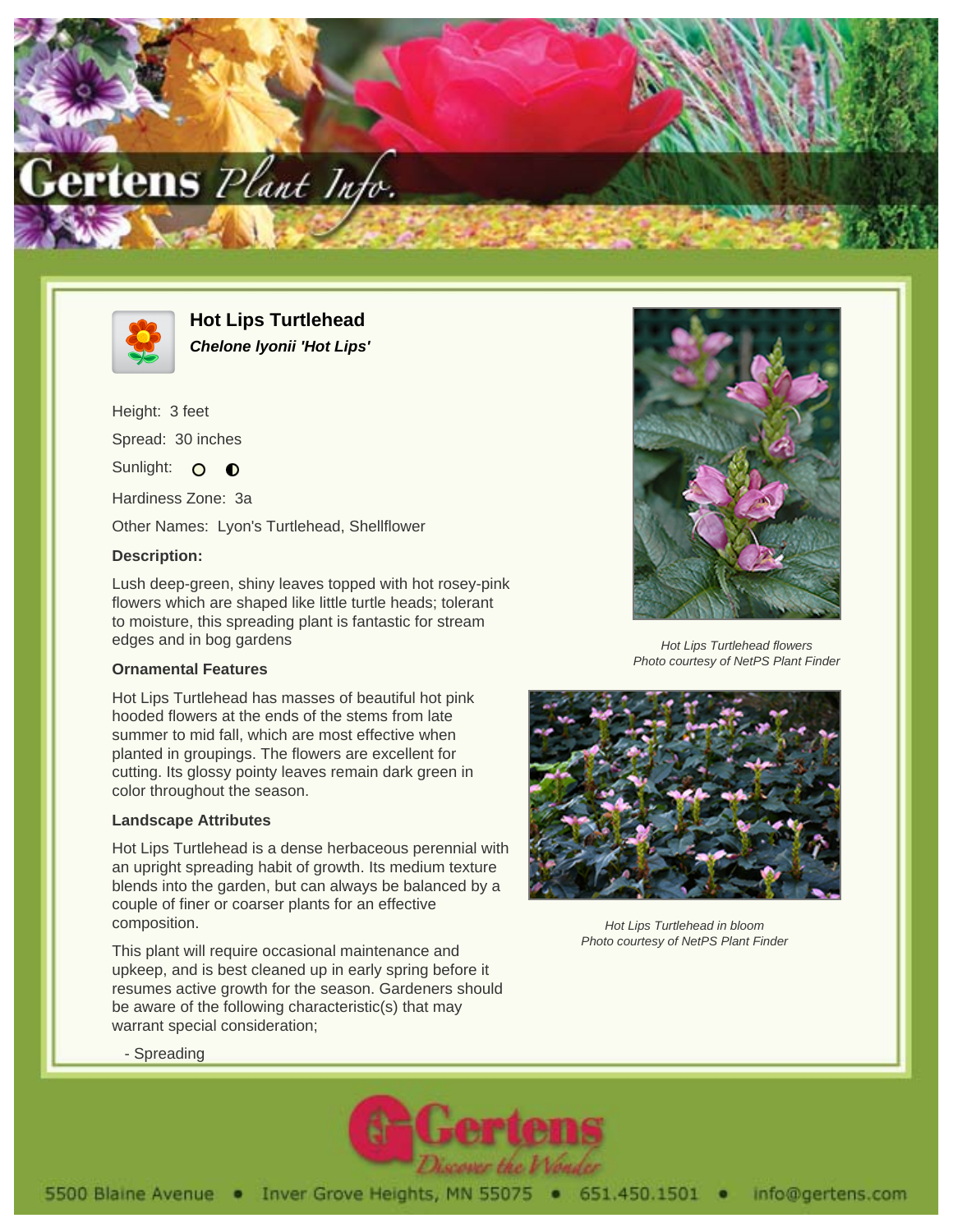## Hot Lips Turtlehead

***Chelone lyonii 'Hot Lips'***

Height: 3 feet

Spread: 30 inches

Sunlight: ○ ◐

Hardiness Zone: 3a

Other Names: Lyon's Turtlehead, Shellflower

### Description:

Lush deep-green, shiny leaves topped with hot rosey-pink flowers which are shaped like little turtle heads; tolerant to moisture, this spreading plant is fantastic for stream edges and in bog gardens

### Ornamental Features

Hot Lips Turtlehead has masses of beautiful hot pink hooded flowers at the ends of the stems from late summer to mid fall, which are most effective when planted in groupings. The flowers are excellent for cutting. Its glossy pointy leaves remain dark green in color throughout the season.

### Landscape Attributes

Hot Lips Turtlehead is a dense herbaceous perennial with an upright spreading habit of growth. Its medium texture blends into the garden, but can always be balanced by a couple of finer or coarser plants for an effective composition.

This plant will require occasional maintenance and upkeep, and is best cleaned up in early spring before it resumes active growth for the season. Gardeners should be aware of the following characteristic(s) that may warrant special consideration;

- Spreading

*Hot Lips Turtlehead flowers*
*Photo courtesy of NetPS Plant Finder*

*Hot Lips Turtlehead in bloom*
*Photo courtesy of NetPS Plant Finder*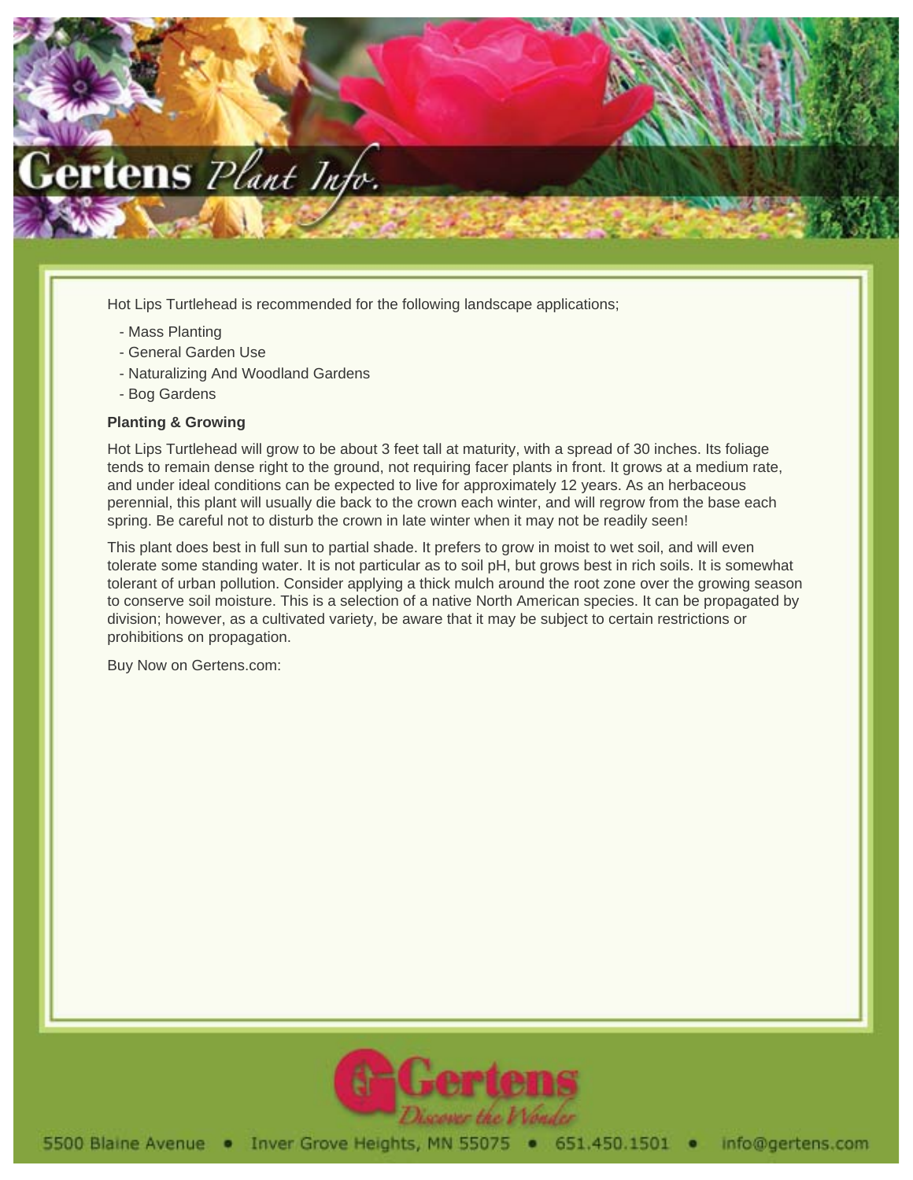Hot Lips Turtlehead is recommended for the following landscape applications;

- Mass Planting
- General Garden Use
- Naturalizing And Woodland Gardens
- Bog Gardens

**Planting & Growing**

Hot Lips Turtlehead will grow to be about 3 feet tall at maturity, with a spread of 30 inches. Its foliage tends to remain dense right to the ground, not requiring facer plants in front. It grows at a medium rate, and under ideal conditions can be expected to live for approximately 12 years. As an herbaceous perennial, this plant will usually die back to the crown each winter, and will regrow from the base each spring. Be careful not to disturb the crown in late winter when it may not be readily seen!

This plant does best in full sun to partial shade. It prefers to grow in moist to wet soil, and will even tolerate some standing water. It is not particular as to soil pH, but grows best in rich soils. It is somewhat tolerant of urban pollution. Consider applying a thick mulch around the root zone over the growing season to conserve soil moisture. This is a selection of a native North American species. It can be propagated by division; however, as a cultivated variety, be aware that it may be subject to certain restrictions or prohibitions on propagation.

Buy Now on Gertens.com: